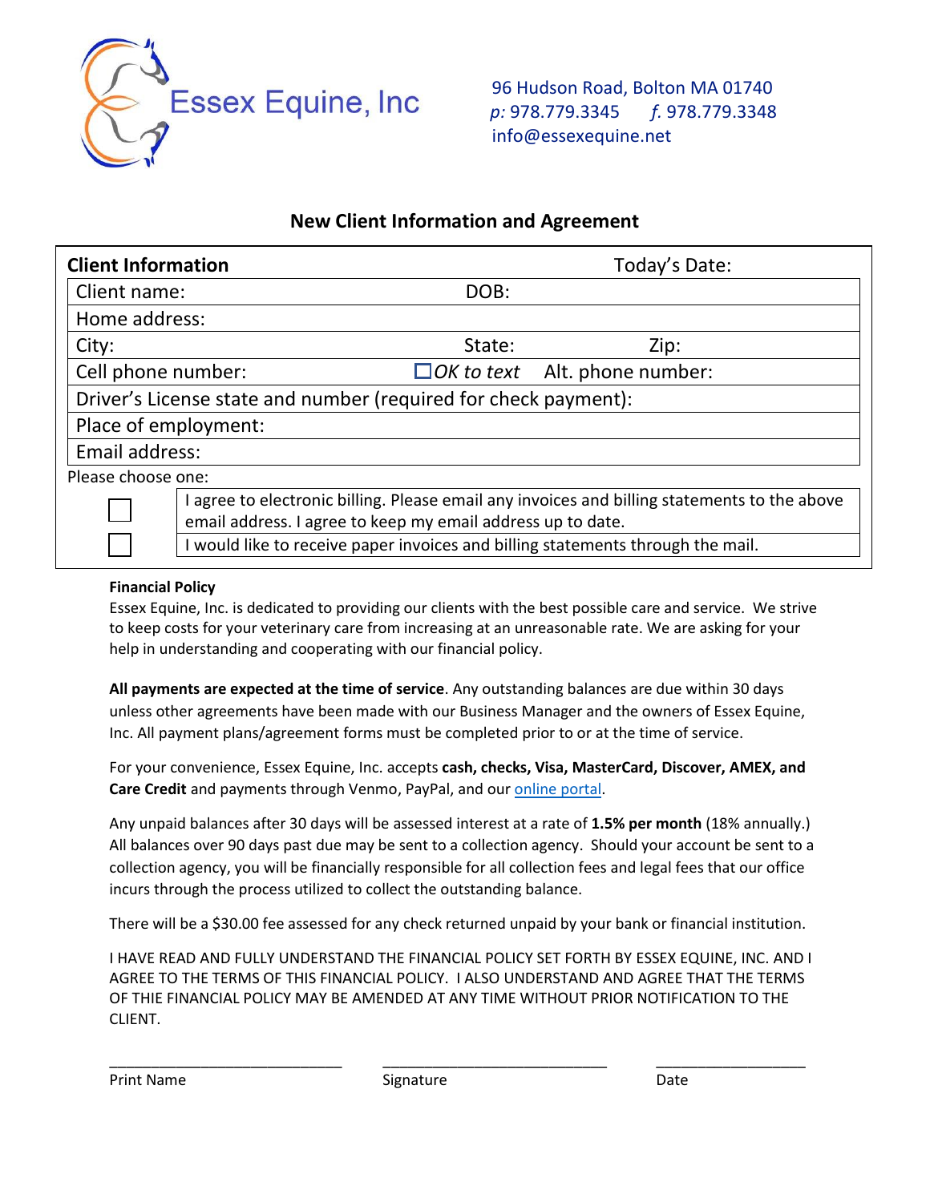Essex Equine, Inc

96 Hudson Road, Bolton MA 01740
*p:* 978.779.3345 *f.* 978.779.3348
info@essexequine.net

## New Client Information and Agreement

| **Client Information** | | Today's Date: |
|---|---|---|
| Client name: | DOB: | |
| Home address: | | |
| City: | State: | Zip: |
| Cell phone number: | ☐ *OK to text* | Alt. phone number: |
| Driver's License state and number (required for check payment): | | |
| Place of employment: | | |
| Email address: | | |

Please choose one:

| | |
|---|---|
| ☐ | I agree to electronic billing. Please email any invoices and billing statements to the above email address. I agree to keep my email address up to date. |
| ☐ | I would like to receive paper invoices and billing statements through the mail. |

### Financial Policy

Essex Equine, Inc. is dedicated to providing our clients with the best possible care and service. We strive to keep costs for your veterinary care from increasing at an unreasonable rate. We are asking for your help in understanding and cooperating with our financial policy.

**All payments are expected at the time of service**. Any outstanding balances are due within 30 days unless other agreements have been made with our Business Manager and the owners of Essex Equine, Inc. All payment plans/agreement forms must be completed prior to or at the time of service.

For your convenience, Essex Equine, Inc. accepts **cash, checks, Visa, MasterCard, Discover, AMEX, and Care Credit** and payments through Venmo, PayPal, and our online portal.

Any unpaid balances after 30 days will be assessed interest at a rate of **1.5% per month** (18% annually.) All balances over 90 days past due may be sent to a collection agency. Should your account be sent to a collection agency, you will be financially responsible for all collection fees and legal fees that our office incurs through the process utilized to collect the outstanding balance.

There will be a $30.00 fee assessed for any check returned unpaid by your bank or financial institution.

I HAVE READ AND FULLY UNDERSTAND THE FINANCIAL POLICY SET FORTH BY ESSEX EQUINE, INC. AND I AGREE TO THE TERMS OF THIS FINANCIAL POLICY. I ALSO UNDERSTAND AND AGREE THAT THE TERMS OF THIE FINANCIAL POLICY MAY BE AMENDED AT ANY TIME WITHOUT PRIOR NOTIFICATION TO THE CLIENT.

_____________________________ _____________________________ ___________________

Print Name Signature Date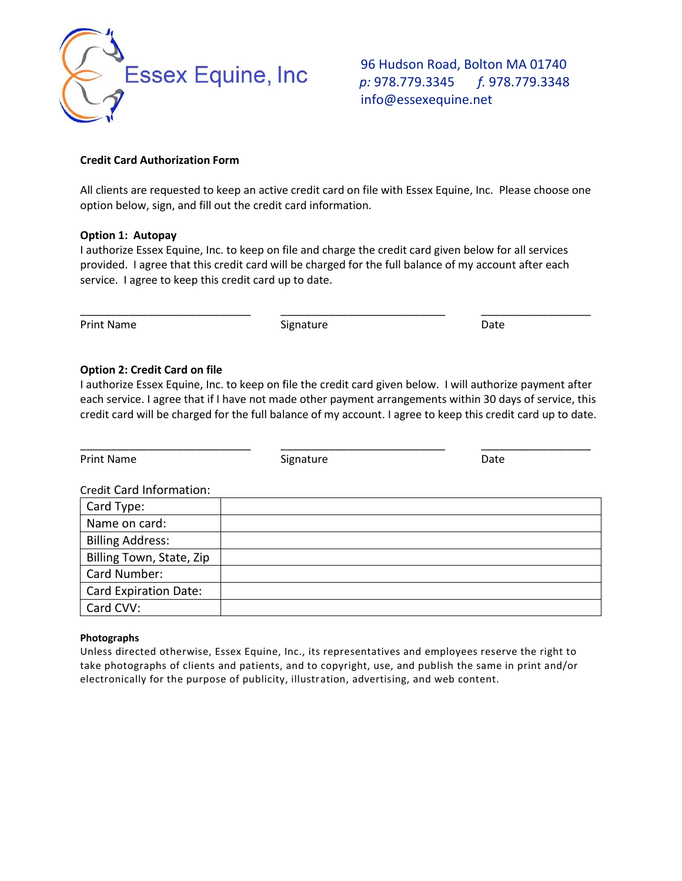Essex Equine, Inc

96 Hudson Road, Bolton MA 01740
*p:* 978.779.3345 *f.* 978.779.3348
info@essexequine.net

**Credit Card Authorization Form**

All clients are requested to keep an active credit card on file with Essex Equine, Inc. Please choose one option below, sign, and fill out the credit card information.

**Option 1: Autopay**

I authorize Essex Equine, Inc. to keep on file and charge the credit card given below for all services provided. I agree that this credit card will be charged for the full balance of my account after each service. I agree to keep this credit card up to date.

_____________________________ _____________________________ __________________

Print Name Signature Date

**Option 2: Credit Card on file**

I authorize Essex Equine, Inc. to keep on file the credit card given below. I will authorize payment after each service. I agree that if I have not made other payment arrangements within 30 days of service, this credit card will be charged for the full balance of my account. I agree to keep this credit card up to date.

_____________________________ _____________________________ __________________

Print Name Signature Date

Credit Card Information:

| | |
|---|---|
| Card Type: | |
| Name on card: | |
| Billing Address: | |
| Billing Town, State, Zip | |
| Card Number: | |
| Card Expiration Date: | |
| Card CVV: | |

**Photographs**

Unless directed otherwise, Essex Equine, Inc., its representatives and employees reserve the right to take photographs of clients and patients, and to copyright, use, and publish the same in print and/or electronically for the purpose of publicity, illustration, advertising, and web content.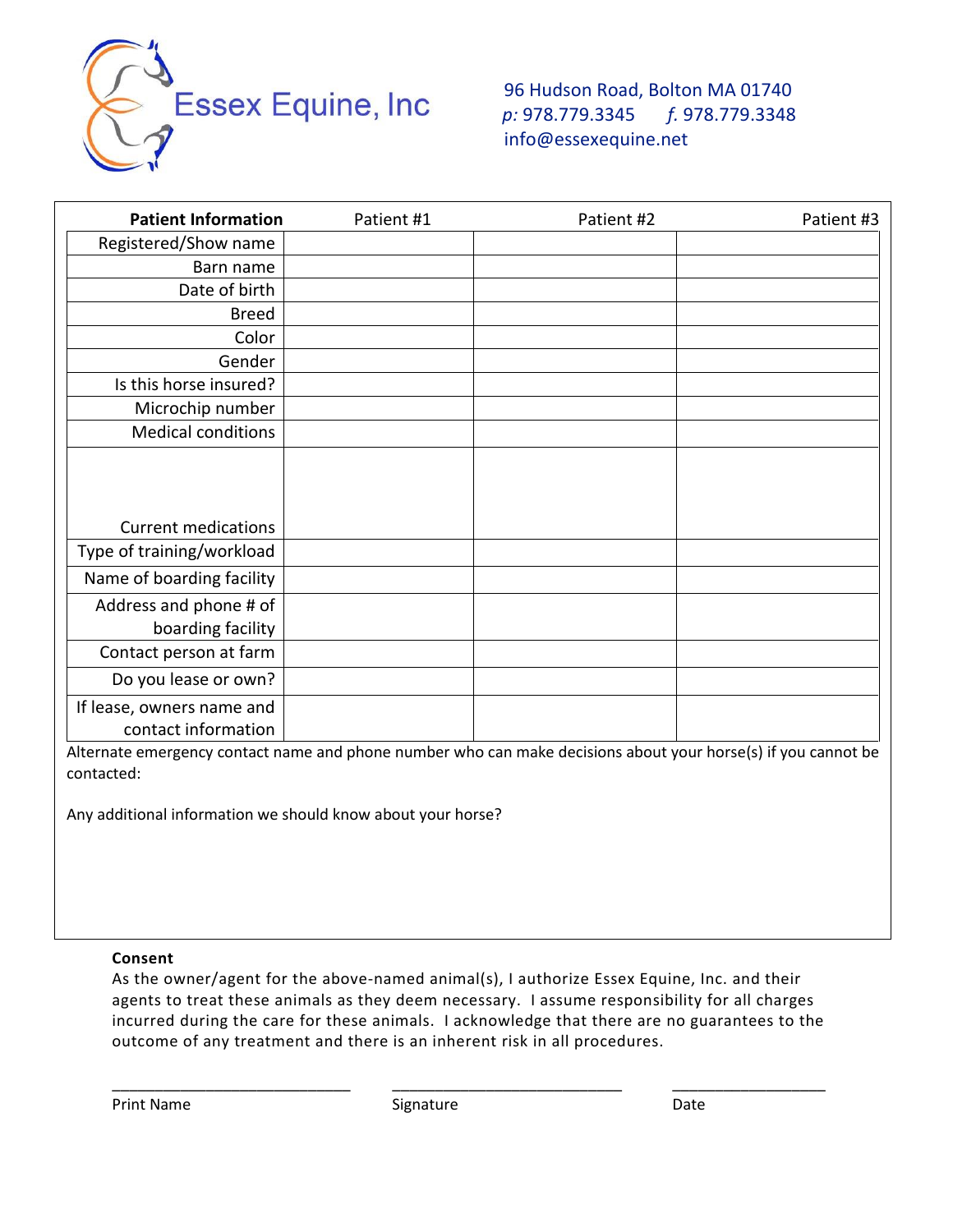Essex Equine, Inc

96 Hudson Road, Bolton MA 01740
p: 978.779.3345  f. 978.779.3348
info@essexequine.net

| Patient Information | Patient #1 | Patient #2 | Patient #3 |
|---|---|---|---|
| Registered/Show name | | | |
| Barn name | | | |
| Date of birth | | | |
| Breed | | | |
| Color | | | |
| Gender | | | |
| Is this horse insured? | | | |
| Microchip number | | | |
| Medical conditions | | | |
| Current medications | | | |
| Type of training/workload | | | |
| Name of boarding facility | | | |
| Address and phone # of boarding facility | | | |
| Contact person at farm | | | |
| Do you lease or own? | | | |
| If lease, owners name and contact information | | | |

Alternate emergency contact name and phone number who can make decisions about your horse(s) if you cannot be contacted:

Any additional information we should know about your horse?

**Consent**

As the owner/agent for the above-named animal(s), I authorize Essex Equine, Inc. and their agents to treat these animals as they deem necessary. I assume responsibility for all charges incurred during the care for these animals. I acknowledge that there are no guarantees to the outcome of any treatment and there is an inherent risk in all procedures.

____________________________ ____________________________ ___________________

Print Name  Signature  Date